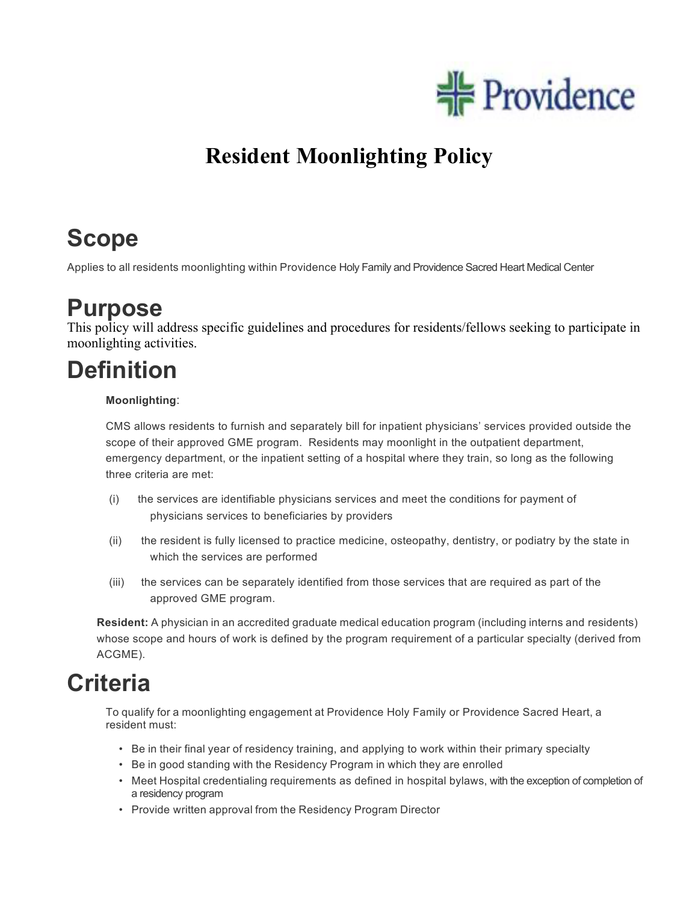Providence

# Resident Moonlighting Policy

## Scope

Applies to all residents moonlighting within Providence Holy Family and Providence Sacred Heart Medical Center

## Purpose

This policy will address specific guidelines and procedures for residents/fellows seeking to participate in moonlighting activities.

## Definition

**Moonlighting**:

CMS allows residents to furnish and separately bill for inpatient physicians' services provided outside the scope of their approved GME program. Residents may moonlight in the outpatient department, emergency department, or the inpatient setting of a hospital where they train, so long as the following three criteria are met:

(i) the services are identifiable physicians services and meet the conditions for payment of physicians services to beneficiaries by providers

(ii) the resident is fully licensed to practice medicine, osteopathy, dentistry, or podiatry by the state in which the services are performed

(iii) the services can be separately identified from those services that are required as part of the approved GME program.

**Resident:** A physician in an accredited graduate medical education program (including interns and residents) whose scope and hours of work is defined by the program requirement of a particular specialty (derived from ACGME).

## Criteria

To qualify for a moonlighting engagement at Providence Holy Family or Providence Sacred Heart, a resident must:

- Be in their final year of residency training, and applying to work within their primary specialty
- Be in good standing with the Residency Program in which they are enrolled
- Meet Hospital credentialing requirements as defined in hospital bylaws, with the exception of completion of a residency program
- Provide written approval from the Residency Program Director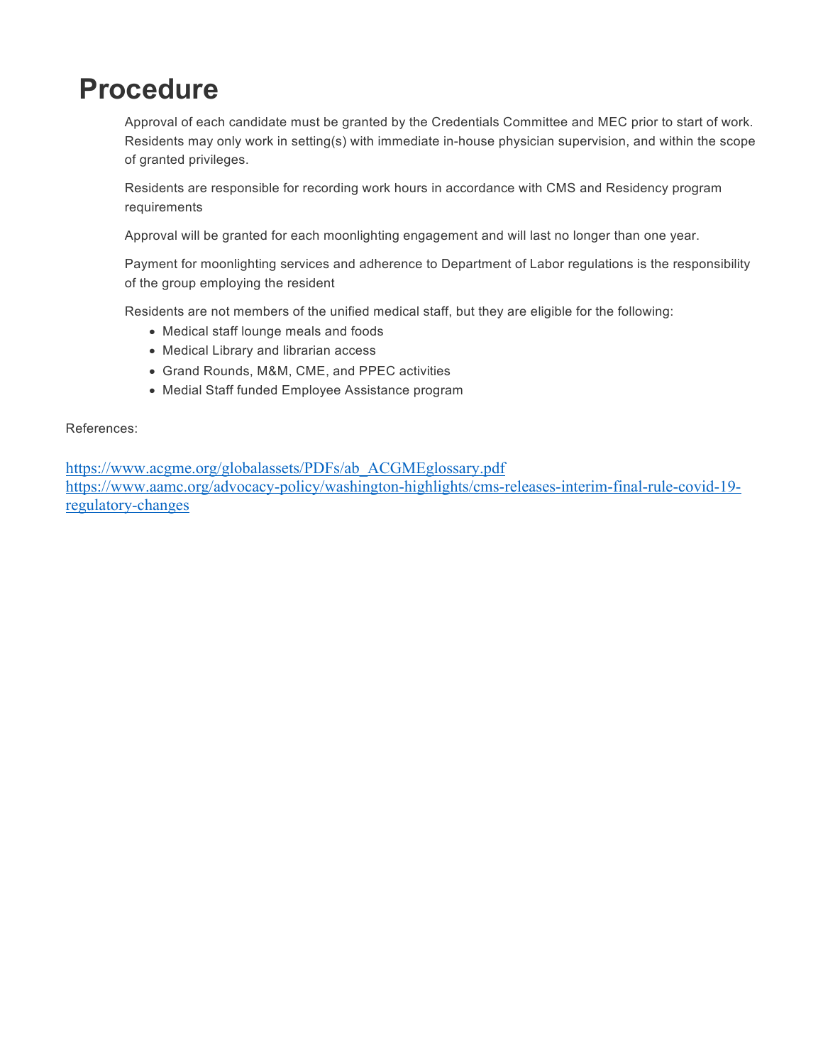# Procedure

Approval of each candidate must be granted by the Credentials Committee and MEC prior to start of work. Residents may only work in setting(s) with immediate in-house physician supervision, and within the scope of granted privileges.

Residents are responsible for recording work hours in accordance with CMS and Residency program requirements

Approval will be granted for each moonlighting engagement and will last no longer than one year.

Payment for moonlighting services and adherence to Department of Labor regulations is the responsibility of the group employing the resident

Residents are not members of the unified medical staff, but they are eligible for the following:

- Medical staff lounge meals and foods
- Medical Library and librarian access
- Grand Rounds, M&M, CME, and PPEC activities
- Medial Staff funded Employee Assistance program

References:

https://www.acgme.org/globalassets/PDFs/ab_ACGMEglossary.pdf
https://www.aamc.org/advocacy-policy/washington-highlights/cms-releases-interim-final-rule-covid-19-regulatory-changes